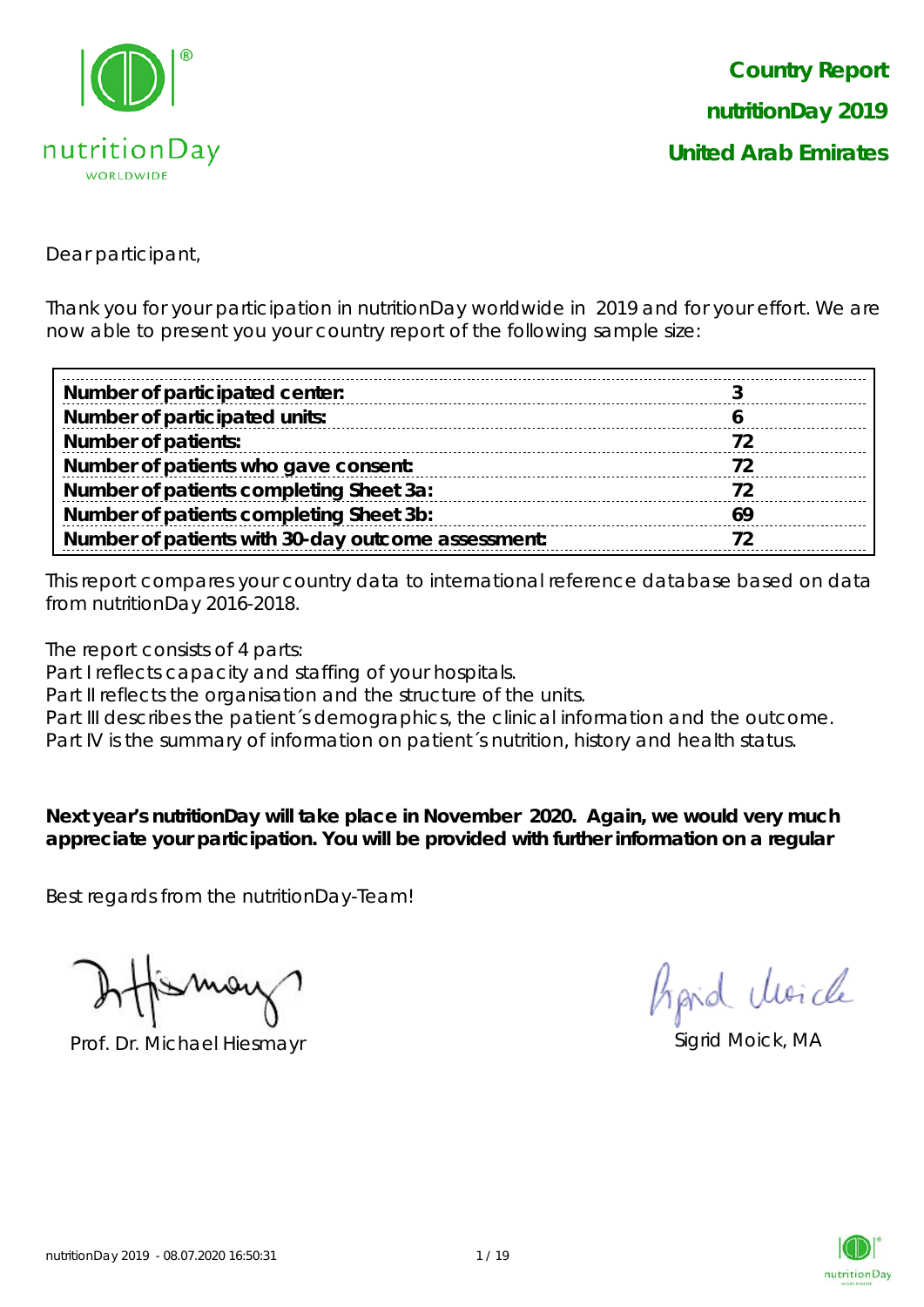# Country Report
## nutritionDay 2019
## United Arab Emirates

Dear participant,

Thank you for your participation in nutritionDay worldwide in 2019 and for your effort. We are now able to present you your country report of the following sample size:

| | |
|---|---|
| **Number of participated center:** | **3** |
| **Number of participated units:** | **6** |
| **Number of patients:** | **72** |
| **Number of patients who gave consent:** | **72** |
| **Number of patients completing Sheet 3a:** | **72** |
| **Number of patients completing Sheet 3b:** | **69** |
| **Number of patients with 30-day outcome assessment:** | **72** |

This report compares your country data to international reference database based on data from nutritionDay 2016-2018.

The report consists of 4 parts:

Part I reflects capacity and staffing of your hospitals.

Part II reflects the organisation and the structure of the units.

Part III describes the patient´s demographics, the clinical information and the outcome.

Part IV is the summary of information on patient´s nutrition, history and health status.

**Next year's nutritionDay will take place in November 2020. Again, we would very much appreciate your participation. You will be provided with further information on a regular**

Best regards from the nutritionDay-Team!

Prof. Dr. Michael Hiesmayr

Sigrid Moick, MA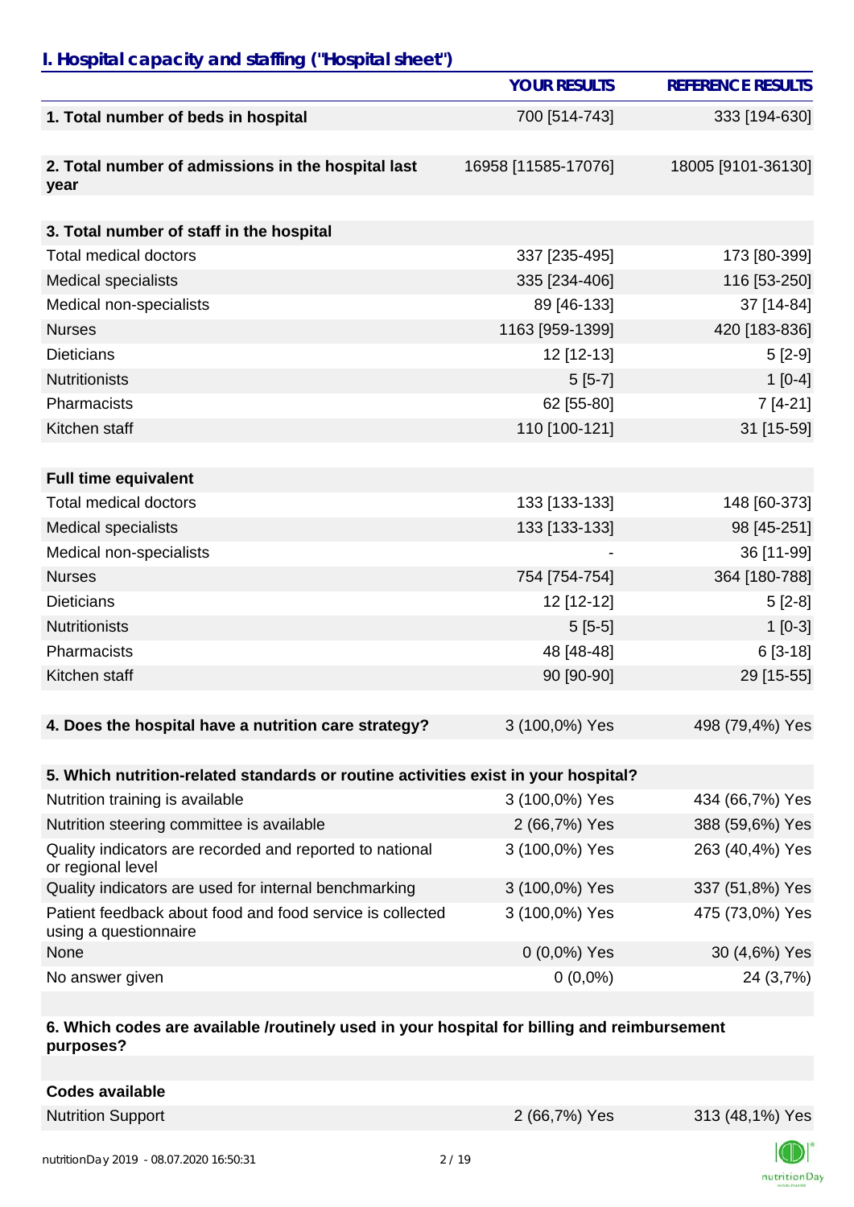## I. Hospital capacity and staffing ("Hospital sheet")

| | YOUR RESULTS | REFERENCE RESULTS |
|---|---|---|
| **1. Total number of beds in hospital** | 700 [514-743] | 333 [194-630] |
| **2. Total number of admissions in the hospital last year** | 16958 [11585-17076] | 18005 [9101-36130] |
| **3. Total number of staff in the hospital** | | |
| Total medical doctors | 337 [235-495] | 173 [80-399] |
| Medical specialists | 335 [234-406] | 116 [53-250] |
| Medical non-specialists | 89 [46-133] | 37 [14-84] |
| Nurses | 1163 [959-1399] | 420 [183-836] |
| Dieticians | 12 [12-13] | 5 [2-9] |
| Nutritionists | 5 [5-7] | 1 [0-4] |
| Pharmacists | 62 [55-80] | 7 [4-21] |
| Kitchen staff | 110 [100-121] | 31 [15-59] |
| **Full time equivalent** | | |
| Total medical doctors | 133 [133-133] | 148 [60-373] |
| Medical specialists | 133 [133-133] | 98 [45-251] |
| Medical non-specialists | - | 36 [11-99] |
| Nurses | 754 [754-754] | 364 [180-788] |
| Dieticians | 12 [12-12] | 5 [2-8] |
| Nutritionists | 5 [5-5] | 1 [0-3] |
| Pharmacists | 48 [48-48] | 6 [3-18] |
| Kitchen staff | 90 [90-90] | 29 [15-55] |
| **4. Does the hospital have a nutrition care strategy?** | 3 (100,0%) Yes | 498 (79,4%) Yes |
| **5. Which nutrition-related standards or routine activities exist in your hospital?** | | |
| Nutrition training is available | 3 (100,0%) Yes | 434 (66,7%) Yes |
| Nutrition steering committee is available | 2 (66,7%) Yes | 388 (59,6%) Yes |
| Quality indicators are recorded and reported to national or regional level | 3 (100,0%) Yes | 263 (40,4%) Yes |
| Quality indicators are used for internal benchmarking | 3 (100,0%) Yes | 337 (51,8%) Yes |
| Patient feedback about food and food service is collected using a questionnaire | 3 (100,0%) Yes | 475 (73,0%) Yes |
| None | 0 (0,0%) Yes | 30 (4,6%) Yes |
| No answer given | 0 (0,0%) | 24 (3,7%) |
| **6. Which codes are available /routinely used in your hospital for billing and reimbursement purposes?** | | |
| **Codes available** | | |
| Nutrition Support | 2 (66,7%) Yes | 313 (48,1%) Yes |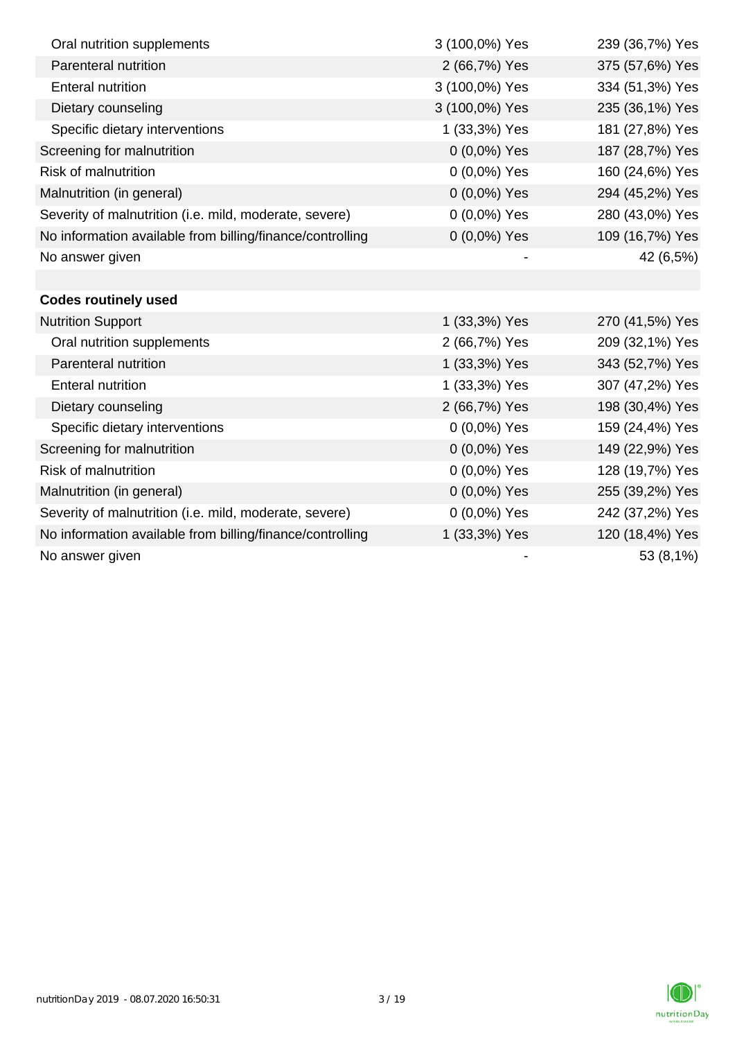| | | |
|---|---|---|
| Oral nutrition supplements | 3 (100,0%) Yes | 239 (36,7%) Yes |
| Parenteral nutrition | 2 (66,7%) Yes | 375 (57,6%) Yes |
| Enteral nutrition | 3 (100,0%) Yes | 334 (51,3%) Yes |
| Dietary counseling | 3 (100,0%) Yes | 235 (36,1%) Yes |
| Specific dietary interventions | 1 (33,3%) Yes | 181 (27,8%) Yes |
| Screening for malnutrition | 0 (0,0%) Yes | 187 (28,7%) Yes |
| Risk of malnutrition | 0 (0,0%) Yes | 160 (24,6%) Yes |
| Malnutrition (in general) | 0 (0,0%) Yes | 294 (45,2%) Yes |
| Severity of malnutrition (i.e. mild, moderate, severe) | 0 (0,0%) Yes | 280 (43,0%) Yes |
| No information available from billing/finance/controlling | 0 (0,0%) Yes | 109 (16,7%) Yes |
| No answer given | - | 42 (6,5%) |
| | | |
| **Codes routinely used** | | |
| Nutrition Support | 1 (33,3%) Yes | 270 (41,5%) Yes |
| Oral nutrition supplements | 2 (66,7%) Yes | 209 (32,1%) Yes |
| Parenteral nutrition | 1 (33,3%) Yes | 343 (52,7%) Yes |
| Enteral nutrition | 1 (33,3%) Yes | 307 (47,2%) Yes |
| Dietary counseling | 2 (66,7%) Yes | 198 (30,4%) Yes |
| Specific dietary interventions | 0 (0,0%) Yes | 159 (24,4%) Yes |
| Screening for malnutrition | 0 (0,0%) Yes | 149 (22,9%) Yes |
| Risk of malnutrition | 0 (0,0%) Yes | 128 (19,7%) Yes |
| Malnutrition (in general) | 0 (0,0%) Yes | 255 (39,2%) Yes |
| Severity of malnutrition (i.e. mild, moderate, severe) | 0 (0,0%) Yes | 242 (37,2%) Yes |
| No information available from billing/finance/controlling | 1 (33,3%) Yes | 120 (18,4%) Yes |
| No answer given | - | 53 (8,1%) |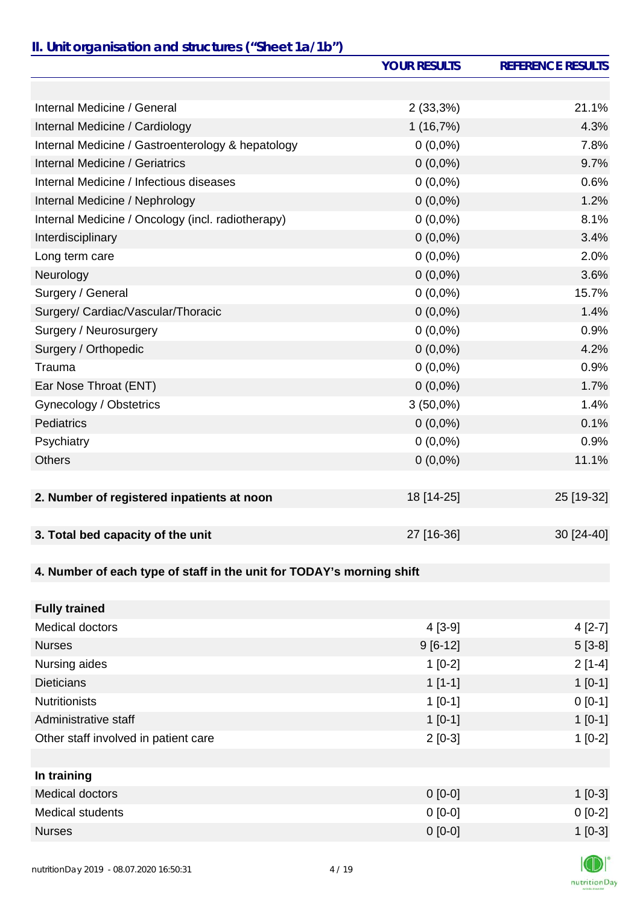## II. Unit organisation and structures ("Sheet 1a/1b")

| | YOUR RESULTS | REFERENCE RESULTS |
|---|---|---|
| | | |
| Internal Medicine / General | 2 (33,3%) | 21.1% |
| Internal Medicine / Cardiology | 1 (16,7%) | 4.3% |
| Internal Medicine / Gastroenterology & hepatology | 0 (0,0%) | 7.8% |
| Internal Medicine / Geriatrics | 0 (0,0%) | 9.7% |
| Internal Medicine / Infectious diseases | 0 (0,0%) | 0.6% |
| Internal Medicine / Nephrology | 0 (0,0%) | 1.2% |
| Internal Medicine / Oncology (incl. radiotherapy) | 0 (0,0%) | 8.1% |
| Interdisciplinary | 0 (0,0%) | 3.4% |
| Long term care | 0 (0,0%) | 2.0% |
| Neurology | 0 (0,0%) | 3.6% |
| Surgery / General | 0 (0,0%) | 15.7% |
| Surgery/ Cardiac/Vascular/Thoracic | 0 (0,0%) | 1.4% |
| Surgery / Neurosurgery | 0 (0,0%) | 0.9% |
| Surgery / Orthopedic | 0 (0,0%) | 4.2% |
| Trauma | 0 (0,0%) | 0.9% |
| Ear Nose Throat (ENT) | 0 (0,0%) | 1.7% |
| Gynecology / Obstetrics | 3 (50,0%) | 1.4% |
| Pediatrics | 0 (0,0%) | 0.1% |
| Psychiatry | 0 (0,0%) | 0.9% |
| Others | 0 (0,0%) | 11.1% |
| | | |
| **2. Number of registered inpatients at noon** | 18 [14-25] | 25 [19-32] |
| | | |
| **3. Total bed capacity of the unit** | 27 [16-36] | 30 [24-40] |
| | | |
| **4. Number of each type of staff in the unit for TODAY's morning shift** | | |
| | | |
| **Fully trained** | | |
| Medical doctors | 4 [3-9] | 4 [2-7] |
| Nurses | 9 [6-12] | 5 [3-8] |
| Nursing aides | 1 [0-2] | 2 [1-4] |
| Dieticians | 1 [1-1] | 1 [0-1] |
| Nutritionists | 1 [0-1] | 0 [0-1] |
| Administrative staff | 1 [0-1] | 1 [0-1] |
| Other staff involved in patient care | 2 [0-3] | 1 [0-2] |
| | | |
| **In training** | | |
| Medical doctors | 0 [0-0] | 1 [0-3] |
| Medical students | 0 [0-0] | 0 [0-2] |
| Nurses | 0 [0-0] | 1 [0-3] |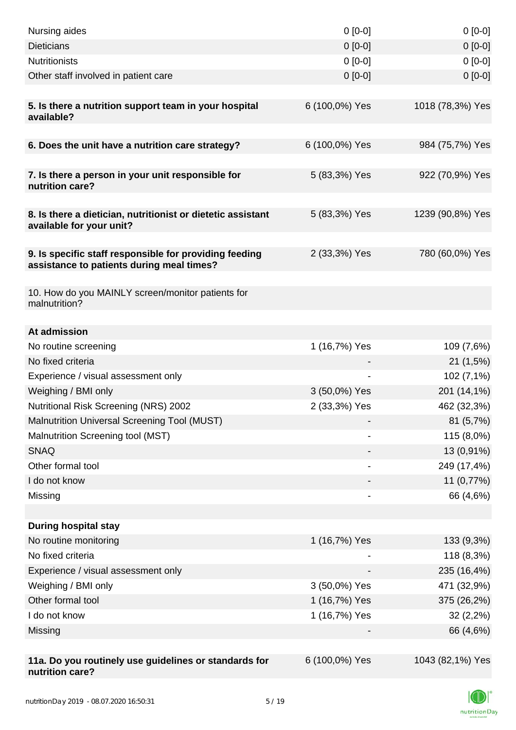| | | |
|---|---|---|
| Nursing aides | 0 [0-0] | 0 [0-0] |
| Dieticians | 0 [0-0] | 0 [0-0] |
| Nutritionists | 0 [0-0] | 0 [0-0] |
| Other staff involved in patient care | 0 [0-0] | 0 [0-0] |
| | | |
| **5. Is there a nutrition support team in your hospital available?** | 6 (100,0%) Yes | 1018 (78,3%) Yes |
| | | |
| **6. Does the unit have a nutrition care strategy?** | 6 (100,0%) Yes | 984 (75,7%) Yes |
| | | |
| **7. Is there a person in your unit responsible for nutrition care?** | 5 (83,3%) Yes | 922 (70,9%) Yes |
| | | |
| **8. Is there a dietician, nutritionist or dietetic assistant available for your unit?** | 5 (83,3%) Yes | 1239 (90,8%) Yes |
| | | |
| **9. Is specific staff responsible for providing feeding assistance to patients during meal times?** | 2 (33,3%) Yes | 780 (60,0%) Yes |
| | | |
| 10. How do you MAINLY screen/monitor patients for malnutrition? | | |
| | | |
| **At admission** | | |
| No routine screening | 1 (16,7%) Yes | 109 (7,6%) |
| No fixed criteria | - | 21 (1,5%) |
| Experience / visual assessment only | - | 102 (7,1%) |
| Weighing / BMI only | 3 (50,0%) Yes | 201 (14,1%) |
| Nutritional Risk Screening (NRS) 2002 | 2 (33,3%) Yes | 462 (32,3%) |
| Malnutrition Universal Screening Tool (MUST) | - | 81 (5,7%) |
| Malnutrition Screening tool (MST) | - | 115 (8,0%) |
| SNAQ | - | 13 (0,91%) |
| Other formal tool | - | 249 (17,4%) |
| I do not know | - | 11 (0,77%) |
| Missing | - | 66 (4,6%) |
| | | |
| **During hospital stay** | | |
| No routine monitoring | 1 (16,7%) Yes | 133 (9,3%) |
| No fixed criteria | - | 118 (8,3%) |
| Experience / visual assessment only | - | 235 (16,4%) |
| Weighing / BMI only | 3 (50,0%) Yes | 471 (32,9%) |
| Other formal tool | 1 (16,7%) Yes | 375 (26,2%) |
| I do not know | 1 (16,7%) Yes | 32 (2,2%) |
| Missing | - | 66 (4,6%) |
| | | |
| **11a. Do you routinely use guidelines or standards for nutrition care?** | 6 (100,0%) Yes | 1043 (82,1%) Yes |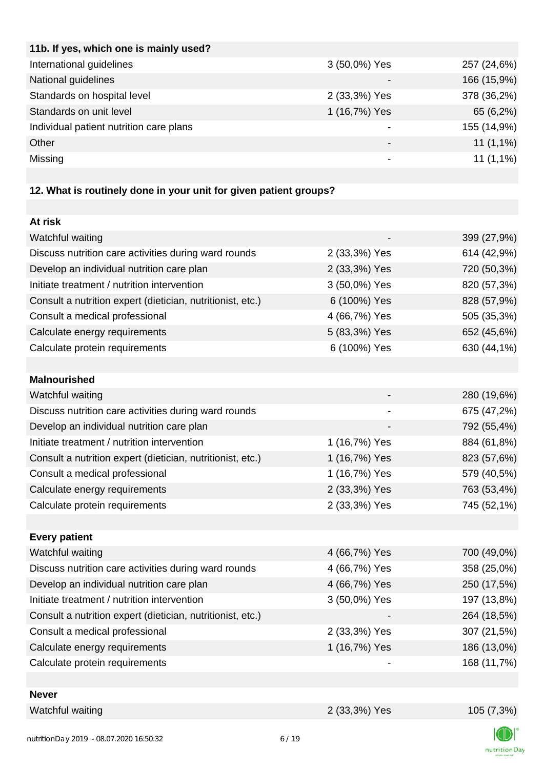| 11b. If yes, which one is mainly used? | | |
|---|---|---|
| International guidelines | 3 (50,0%) Yes | 257 (24,6%) |
| National guidelines | - | 166 (15,9%) |
| Standards on hospital level | 2 (33,3%) Yes | 378 (36,2%) |
| Standards on unit level | 1 (16,7%) Yes | 65 (6,2%) |
| Individual patient nutrition care plans | - | 155 (14,9%) |
| Other | - | 11 (1,1%) |
| Missing | - | 11 (1,1%) |

**12. What is routinely done in your unit for given patient groups?**

| At risk | | |
|---|---|---|
| Watchful waiting | - | 399 (27,9%) |
| Discuss nutrition care activities during ward rounds | 2 (33,3%) Yes | 614 (42,9%) |
| Develop an individual nutrition care plan | 2 (33,3%) Yes | 720 (50,3%) |
| Initiate treatment / nutrition intervention | 3 (50,0%) Yes | 820 (57,3%) |
| Consult a nutrition expert (dietician, nutritionist, etc.) | 6 (100%) Yes | 828 (57,9%) |
| Consult a medical professional | 4 (66,7%) Yes | 505 (35,3%) |
| Calculate energy requirements | 5 (83,3%) Yes | 652 (45,6%) |
| Calculate protein requirements | 6 (100%) Yes | 630 (44,1%) |

| Malnourished | | |
|---|---|---|
| Watchful waiting | - | 280 (19,6%) |
| Discuss nutrition care activities during ward rounds | - | 675 (47,2%) |
| Develop an individual nutrition care plan | - | 792 (55,4%) |
| Initiate treatment / nutrition intervention | 1 (16,7%) Yes | 884 (61,8%) |
| Consult a nutrition expert (dietician, nutritionist, etc.) | 1 (16,7%) Yes | 823 (57,6%) |
| Consult a medical professional | 1 (16,7%) Yes | 579 (40,5%) |
| Calculate energy requirements | 2 (33,3%) Yes | 763 (53,4%) |
| Calculate protein requirements | 2 (33,3%) Yes | 745 (52,1%) |

| Every patient | | |
|---|---|---|
| Watchful waiting | 4 (66,7%) Yes | 700 (49,0%) |
| Discuss nutrition care activities during ward rounds | 4 (66,7%) Yes | 358 (25,0%) |
| Develop an individual nutrition care plan | 4 (66,7%) Yes | 250 (17,5%) |
| Initiate treatment / nutrition intervention | 3 (50,0%) Yes | 197 (13,8%) |
| Consult a nutrition expert (dietician, nutritionist, etc.) | - | 264 (18,5%) |
| Consult a medical professional | 2 (33,3%) Yes | 307 (21,5%) |
| Calculate energy requirements | 1 (16,7%) Yes | 186 (13,0%) |
| Calculate protein requirements | - | 168 (11,7%) |

| Never | | |
|---|---|---|
| Watchful waiting | 2 (33,3%) Yes | 105 (7,3%) |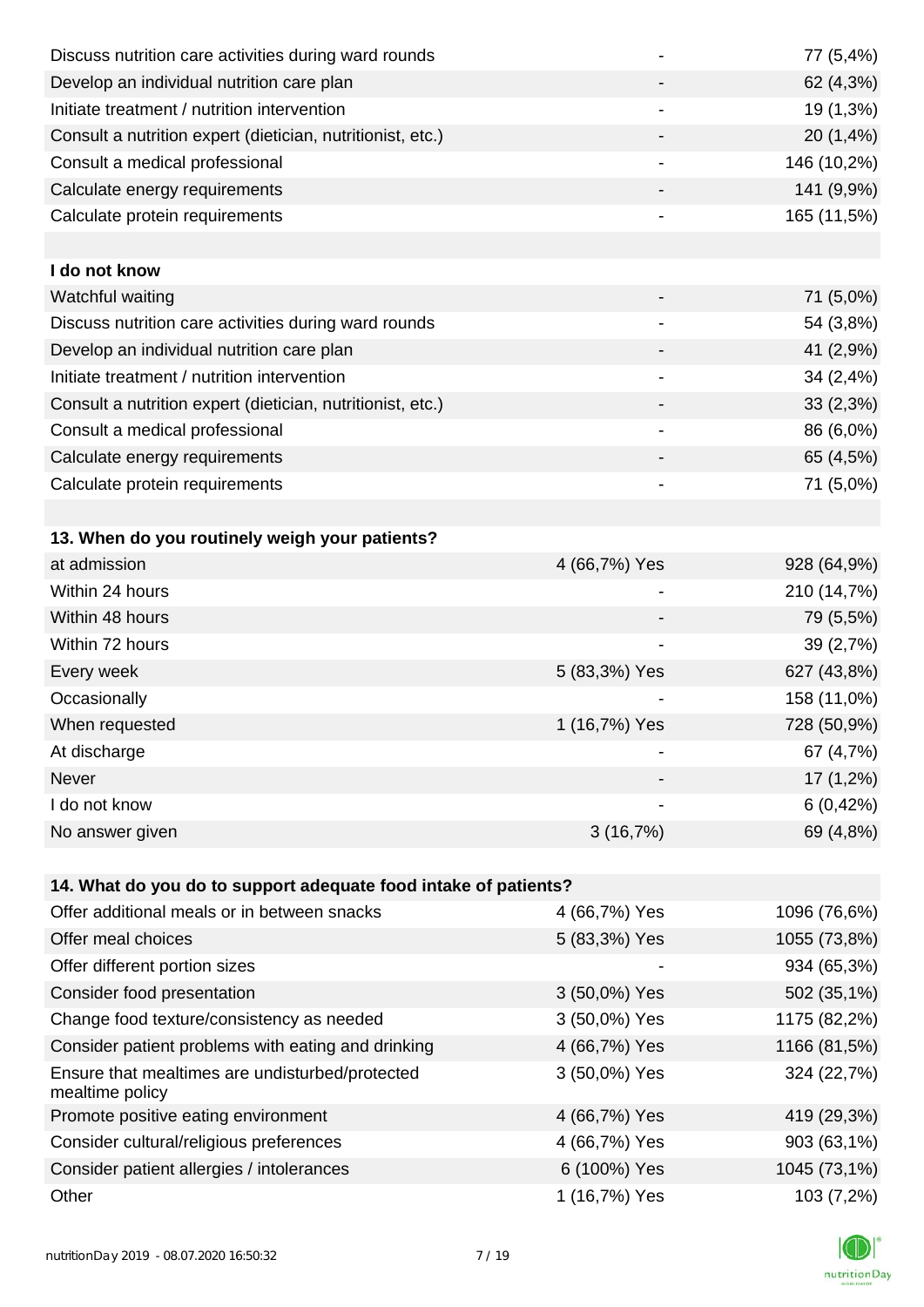| | | |
|---|---|---|
| Discuss nutrition care activities during ward rounds | - | 77 (5,4%) |
| Develop an individual nutrition care plan | - | 62 (4,3%) |
| Initiate treatment / nutrition intervention | - | 19 (1,3%) |
| Consult a nutrition expert (dietician, nutritionist, etc.) | - | 20 (1,4%) |
| Consult a medical professional | - | 146 (10,2%) |
| Calculate energy requirements | - | 141 (9,9%) |
| Calculate protein requirements | - | 165 (11,5%) |
| | | |
| **I do not know** | | |
| Watchful waiting | - | 71 (5,0%) |
| Discuss nutrition care activities during ward rounds | - | 54 (3,8%) |
| Develop an individual nutrition care plan | - | 41 (2,9%) |
| Initiate treatment / nutrition intervention | - | 34 (2,4%) |
| Consult a nutrition expert (dietician, nutritionist, etc.) | - | 33 (2,3%) |
| Consult a medical professional | - | 86 (6,0%) |
| Calculate energy requirements | - | 65 (4,5%) |
| Calculate protein requirements | - | 71 (5,0%) |

| **13. When do you routinely weigh your patients?** | | |
|---|---|---|
| at admission | 4 (66,7%) Yes | 928 (64,9%) |
| Within 24 hours | - | 210 (14,7%) |
| Within 48 hours | - | 79 (5,5%) |
| Within 72 hours | - | 39 (2,7%) |
| Every week | 5 (83,3%) Yes | 627 (43,8%) |
| Occasionally | - | 158 (11,0%) |
| When requested | 1 (16,7%) Yes | 728 (50,9%) |
| At discharge | - | 67 (4,7%) |
| Never | - | 17 (1,2%) |
| I do not know | - | 6 (0,42%) |
| No answer given | 3 (16,7%) | 69 (4,8%) |

| **14. What do you do to support adequate food intake of patients?** | | |
|---|---|---|
| Offer additional meals or in between snacks | 4 (66,7%) Yes | 1096 (76,6%) |
| Offer meal choices | 5 (83,3%) Yes | 1055 (73,8%) |
| Offer different portion sizes | - | 934 (65,3%) |
| Consider food presentation | 3 (50,0%) Yes | 502 (35,1%) |
| Change food texture/consistency as needed | 3 (50,0%) Yes | 1175 (82,2%) |
| Consider patient problems with eating and drinking | 4 (66,7%) Yes | 1166 (81,5%) |
| Ensure that mealtimes are undisturbed/protected mealtime policy | 3 (50,0%) Yes | 324 (22,7%) |
| Promote positive eating environment | 4 (66,7%) Yes | 419 (29,3%) |
| Consider cultural/religious preferences | 4 (66,7%) Yes | 903 (63,1%) |
| Consider patient allergies / intolerances | 6 (100%) Yes | 1045 (73,1%) |
| Other | 1 (16,7%) Yes | 103 (7,2%) |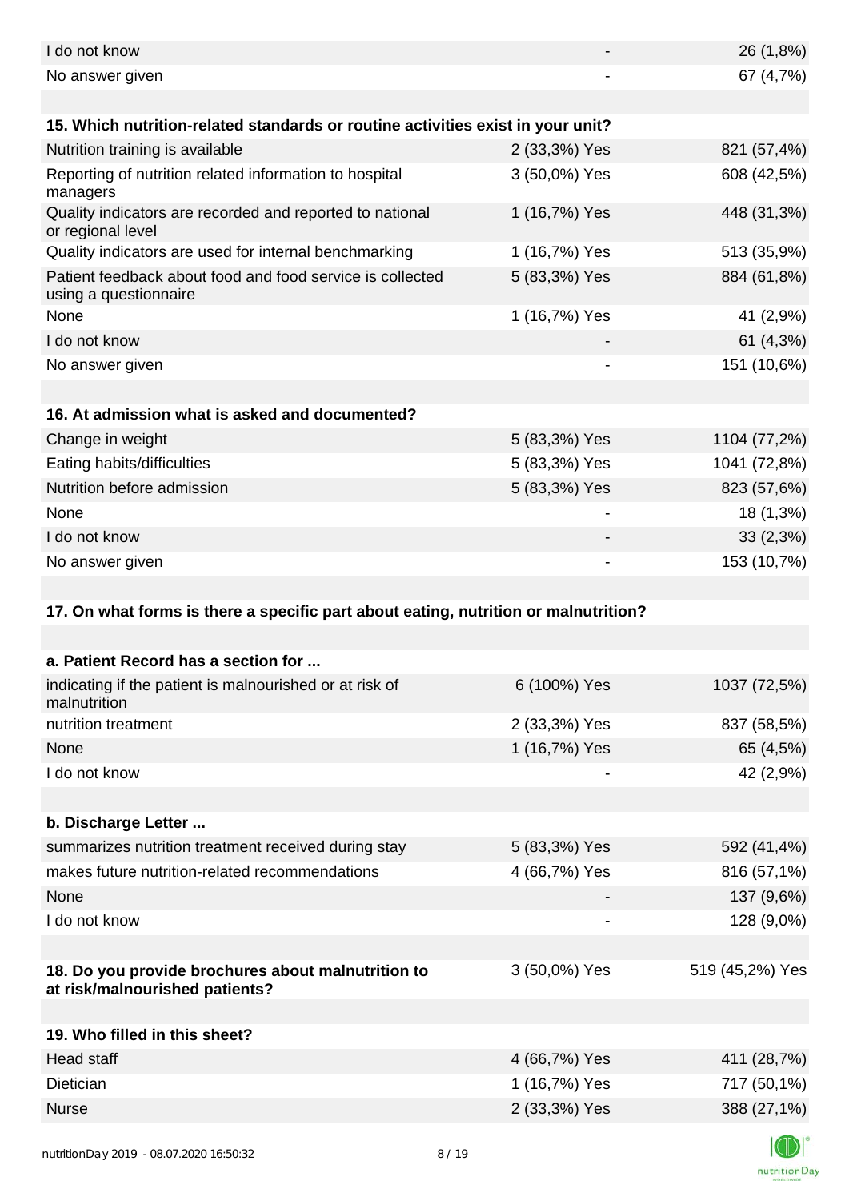| | | |
|---|---|---|
| I do not know | - | 26 (1,8%) |
| No answer given | - | 67 (4,7%) |

| 15. Which nutrition-related standards or routine activities exist in your unit? | | |
|---|---|---|
| Nutrition training is available | 2 (33,3%) Yes | 821 (57,4%) |
| Reporting of nutrition related information to hospital managers | 3 (50,0%) Yes | 608 (42,5%) |
| Quality indicators are recorded and reported to national or regional level | 1 (16,7%) Yes | 448 (31,3%) |
| Quality indicators are used for internal benchmarking | 1 (16,7%) Yes | 513 (35,9%) |
| Patient feedback about food and food service is collected using a questionnaire | 5 (83,3%) Yes | 884 (61,8%) |
| None | 1 (16,7%) Yes | 41 (2,9%) |
| I do not know | - | 61 (4,3%) |
| No answer given | - | 151 (10,6%) |

| 16. At admission what is asked and documented? | | |
|---|---|---|
| Change in weight | 5 (83,3%) Yes | 1104 (77,2%) |
| Eating habits/difficulties | 5 (83,3%) Yes | 1041 (72,8%) |
| Nutrition before admission | 5 (83,3%) Yes | 823 (57,6%) |
| None | - | 18 (1,3%) |
| I do not know | - | 33 (2,3%) |
| No answer given | - | 153 (10,7%) |

**17. On what forms is there a specific part about eating, nutrition or malnutrition?**

| a. Patient Record has a section for ... | | |
|---|---|---|
| indicating if the patient is malnourished or at risk of malnutrition | 6 (100%) Yes | 1037 (72,5%) |
| nutrition treatment | 2 (33,3%) Yes | 837 (58,5%) |
| None | 1 (16,7%) Yes | 65 (4,5%) |
| I do not know | - | 42 (2,9%) |

| b. Discharge Letter ... | | |
|---|---|---|
| summarizes nutrition treatment received during stay | 5 (83,3%) Yes | 592 (41,4%) |
| makes future nutrition-related recommendations | 4 (66,7%) Yes | 816 (57,1%) |
| None | - | 137 (9,6%) |
| I do not know | - | 128 (9,0%) |

| 18. Do you provide brochures about malnutrition to at risk/malnourished patients? | 3 (50,0%) Yes | 519 (45,2%) Yes |
|---|---|---|

| 19. Who filled in this sheet? | | |
|---|---|---|
| Head staff | 4 (66,7%) Yes | 411 (28,7%) |
| Dietician | 1 (16,7%) Yes | 717 (50,1%) |
| Nurse | 2 (33,3%) Yes | 388 (27,1%) |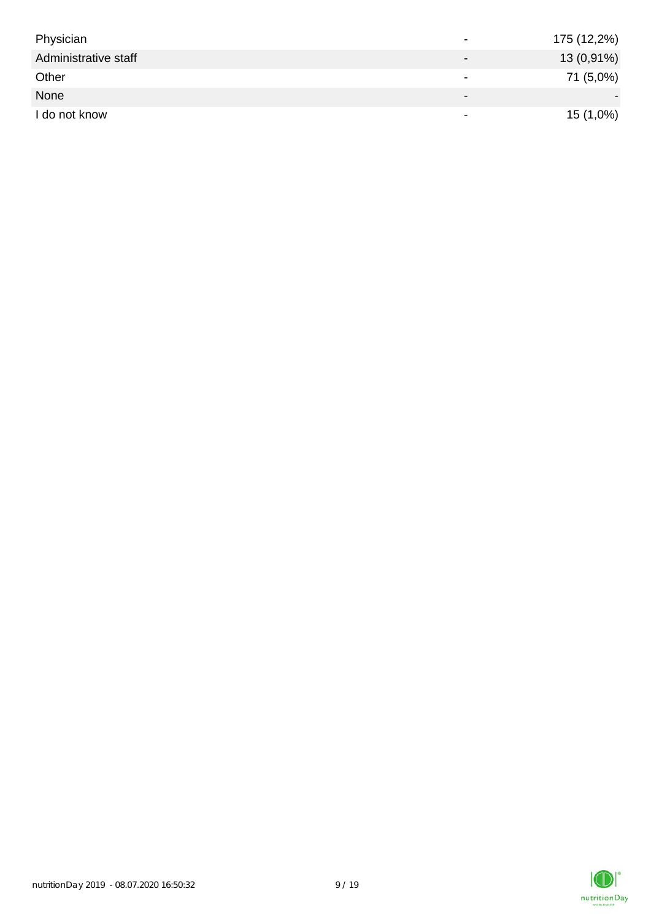|  |  |  |
| --- | --- | --- |
| Physician | - | 175 (12,2%) |
| Administrative staff | - | 13 (0,91%) |
| Other | - | 71 (5,0%) |
| None | - | - |
| I do not know | - | 15 (1,0%) |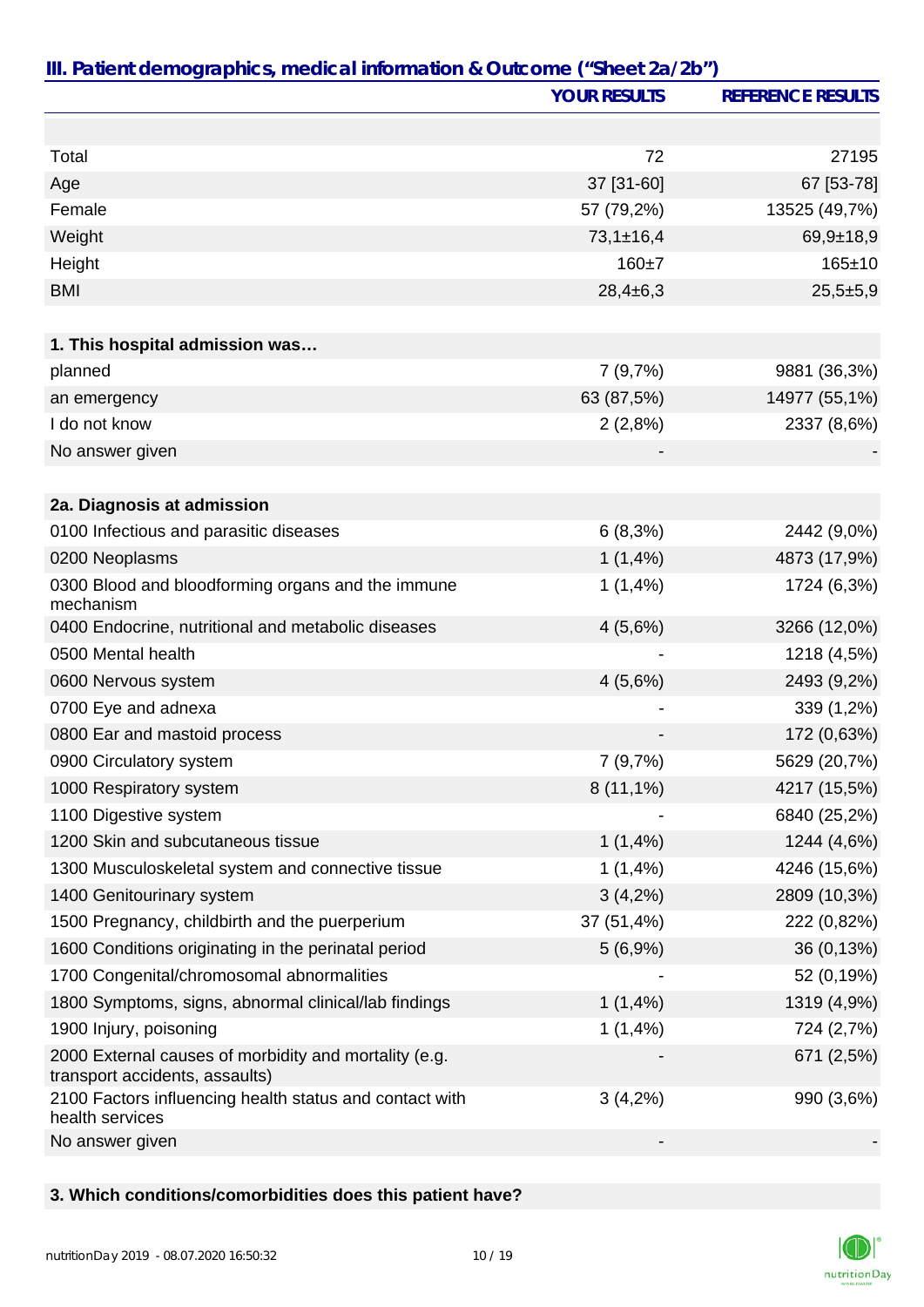## III. Patient demographics, medical information & Outcome ("Sheet 2a/2b")

| | YOUR RESULTS | REFERENCE RESULTS |
|---|---|---|
| | | |
| Total | 72 | 27195 |
| Age | 37 [31-60] | 67 [53-78] |
| Female | 57 (79,2%) | 13525 (49,7%) |
| Weight | 73,1±16,4 | 69,9±18,9 |
| Height | 160±7 | 165±10 |
| BMI | 28,4±6,3 | 25,5±5,9 |
| | | |
| **1. This hospital admission was…** | | |
| planned | 7 (9,7%) | 9881 (36,3%) |
| an emergency | 63 (87,5%) | 14977 (55,1%) |
| I do not know | 2 (2,8%) | 2337 (8,6%) |
| No answer given | - | - |
| | | |
| **2a. Diagnosis at admission** | | |
| 0100 Infectious and parasitic diseases | 6 (8,3%) | 2442 (9,0%) |
| 0200 Neoplasms | 1 (1,4%) | 4873 (17,9%) |
| 0300 Blood and bloodforming organs and the immune mechanism | 1 (1,4%) | 1724 (6,3%) |
| 0400 Endocrine, nutritional and metabolic diseases | 4 (5,6%) | 3266 (12,0%) |
| 0500 Mental health | - | 1218 (4,5%) |
| 0600 Nervous system | 4 (5,6%) | 2493 (9,2%) |
| 0700 Eye and adnexa | - | 339 (1,2%) |
| 0800 Ear and mastoid process | - | 172 (0,63%) |
| 0900 Circulatory system | 7 (9,7%) | 5629 (20,7%) |
| 1000 Respiratory system | 8 (11,1%) | 4217 (15,5%) |
| 1100 Digestive system | - | 6840 (25,2%) |
| 1200 Skin and subcutaneous tissue | 1 (1,4%) | 1244 (4,6%) |
| 1300 Musculoskeletal system and connective tissue | 1 (1,4%) | 4246 (15,6%) |
| 1400 Genitourinary system | 3 (4,2%) | 2809 (10,3%) |
| 1500 Pregnancy, childbirth and the puerperium | 37 (51,4%) | 222 (0,82%) |
| 1600 Conditions originating in the perinatal period | 5 (6,9%) | 36 (0,13%) |
| 1700 Congenital/chromosomal abnormalities | - | 52 (0,19%) |
| 1800 Symptoms, signs, abnormal clinical/lab findings | 1 (1,4%) | 1319 (4,9%) |
| 1900 Injury, poisoning | 1 (1,4%) | 724 (2,7%) |
| 2000 External causes of morbidity and mortality (e.g. transport accidents, assaults) | - | 671 (2,5%) |
| 2100 Factors influencing health status and contact with health services | 3 (4,2%) | 990 (3,6%) |
| No answer given | - | - |
| | | |
| **3. Which conditions/comorbidities does this patient have?** | | |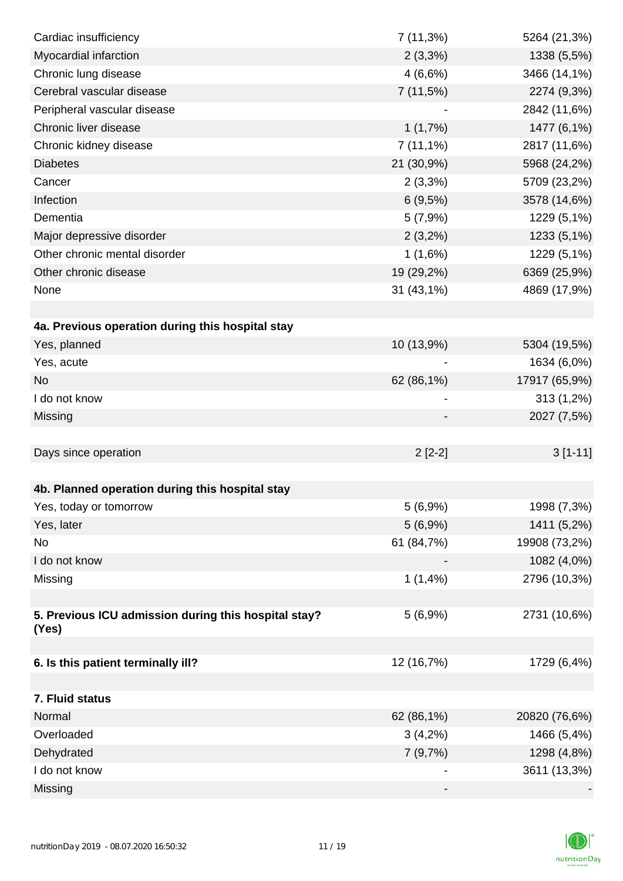| | | |
|---|---|---|
| Cardiac insufficiency | 7 (11,3%) | 5264 (21,3%) |
| Myocardial infarction | 2 (3,3%) | 1338 (5,5%) |
| Chronic lung disease | 4 (6,6%) | 3466 (14,1%) |
| Cerebral vascular disease | 7 (11,5%) | 2274 (9,3%) |
| Peripheral vascular disease | - | 2842 (11,6%) |
| Chronic liver disease | 1 (1,7%) | 1477 (6,1%) |
| Chronic kidney disease | 7 (11,1%) | 2817 (11,6%) |
| Diabetes | 21 (30,9%) | 5968 (24,2%) |
| Cancer | 2 (3,3%) | 5709 (23,2%) |
| Infection | 6 (9,5%) | 3578 (14,6%) |
| Dementia | 5 (7,9%) | 1229 (5,1%) |
| Major depressive disorder | 2 (3,2%) | 1233 (5,1%) |
| Other chronic mental disorder | 1 (1,6%) | 1229 (5,1%) |
| Other chronic disease | 19 (29,2%) | 6369 (25,9%) |
| None | 31 (43,1%) | 4869 (17,9%) |
| | | |
| **4a. Previous operation during this hospital stay** | | |
| Yes, planned | 10 (13,9%) | 5304 (19,5%) |
| Yes, acute | - | 1634 (6,0%) |
| No | 62 (86,1%) | 17917 (65,9%) |
| I do not know | - | 313 (1,2%) |
| Missing | - | 2027 (7,5%) |
| | | |
| Days since operation | 2 [2-2] | 3 [1-11] |
| | | |
| **4b. Planned operation during this hospital stay** | | |
| Yes, today or tomorrow | 5 (6,9%) | 1998 (7,3%) |
| Yes, later | 5 (6,9%) | 1411 (5,2%) |
| No | 61 (84,7%) | 19908 (73,2%) |
| I do not know | - | 1082 (4,0%) |
| Missing | 1 (1,4%) | 2796 (10,3%) |
| | | |
| **5. Previous ICU admission during this hospital stay? (Yes)** | 5 (6,9%) | 2731 (10,6%) |
| | | |
| **6. Is this patient terminally ill?** | 12 (16,7%) | 1729 (6,4%) |
| | | |
| **7. Fluid status** | | |
| Normal | 62 (86,1%) | 20820 (76,6%) |
| Overloaded | 3 (4,2%) | 1466 (5,4%) |
| Dehydrated | 7 (9,7%) | 1298 (4,8%) |
| I do not know | - | 3611 (13,3%) |
| Missing | - | - |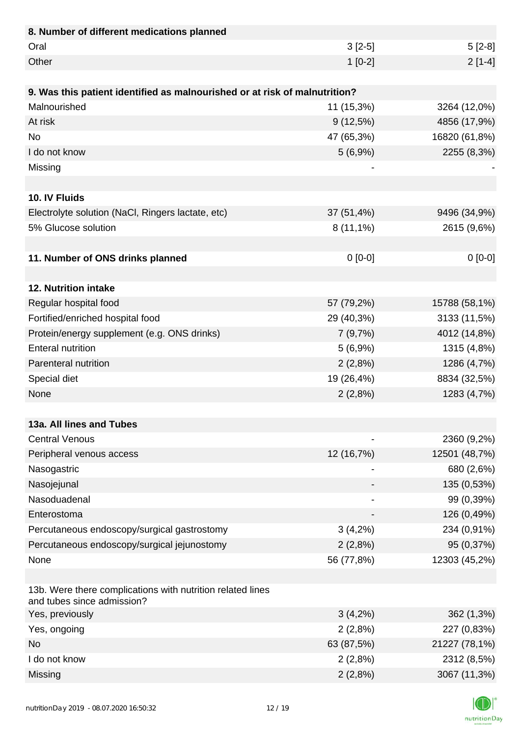| 8. Number of different medications planned | | |
|---|---|---|
| Oral | 3 [2-5] | 5 [2-8] |
| Other | 1 [0-2] | 2 [1-4] |

| 9. Was this patient identified as malnourished or at risk of malnutrition? | | |
|---|---|---|
| Malnourished | 11 (15,3%) | 3264 (12,0%) |
| At risk | 9 (12,5%) | 4856 (17,9%) |
| No | 47 (65,3%) | 16820 (61,8%) |
| I do not know | 5 (6,9%) | 2255 (8,3%) |
| Missing | - | - |

| 10. IV Fluids | | |
|---|---|---|
| Electrolyte solution (NaCl, Ringers lactate, etc) | 37 (51,4%) | 9496 (34,9%) |
| 5% Glucose solution | 8 (11,1%) | 2615 (9,6%) |

| 11. Number of ONS drinks planned | 0 [0-0] | 0 [0-0] |
|---|---|---|

| 12. Nutrition intake | | |
|---|---|---|
| Regular hospital food | 57 (79,2%) | 15788 (58,1%) |
| Fortified/enriched hospital food | 29 (40,3%) | 3133 (11,5%) |
| Protein/energy supplement (e.g. ONS drinks) | 7 (9,7%) | 4012 (14,8%) |
| Enteral nutrition | 5 (6,9%) | 1315 (4,8%) |
| Parenteral nutrition | 2 (2,8%) | 1286 (4,7%) |
| Special diet | 19 (26,4%) | 8834 (32,5%) |
| None | 2 (2,8%) | 1283 (4,7%) |

| 13a. All lines and Tubes | | |
|---|---|---|
| Central Venous | - | 2360 (9,2%) |
| Peripheral venous access | 12 (16,7%) | 12501 (48,7%) |
| Nasogastric | - | 680 (2,6%) |
| Nasojejunal | - | 135 (0,53%) |
| Nasoduadenal | - | 99 (0,39%) |
| Enterostoma | - | 126 (0,49%) |
| Percutaneous endoscopy/surgical gastrostomy | 3 (4,2%) | 234 (0,91%) |
| Percutaneous endoscopy/surgical jejunostomy | 2 (2,8%) | 95 (0,37%) |
| None | 56 (77,8%) | 12303 (45,2%) |

| 13b. Were there complications with nutrition related lines and tubes since admission? | | |
|---|---|---|
| Yes, previously | 3 (4,2%) | 362 (1,3%) |
| Yes, ongoing | 2 (2,8%) | 227 (0,83%) |
| No | 63 (87,5%) | 21227 (78,1%) |
| I do not know | 2 (2,8%) | 2312 (8,5%) |
| Missing | 2 (2,8%) | 3067 (11,3%) |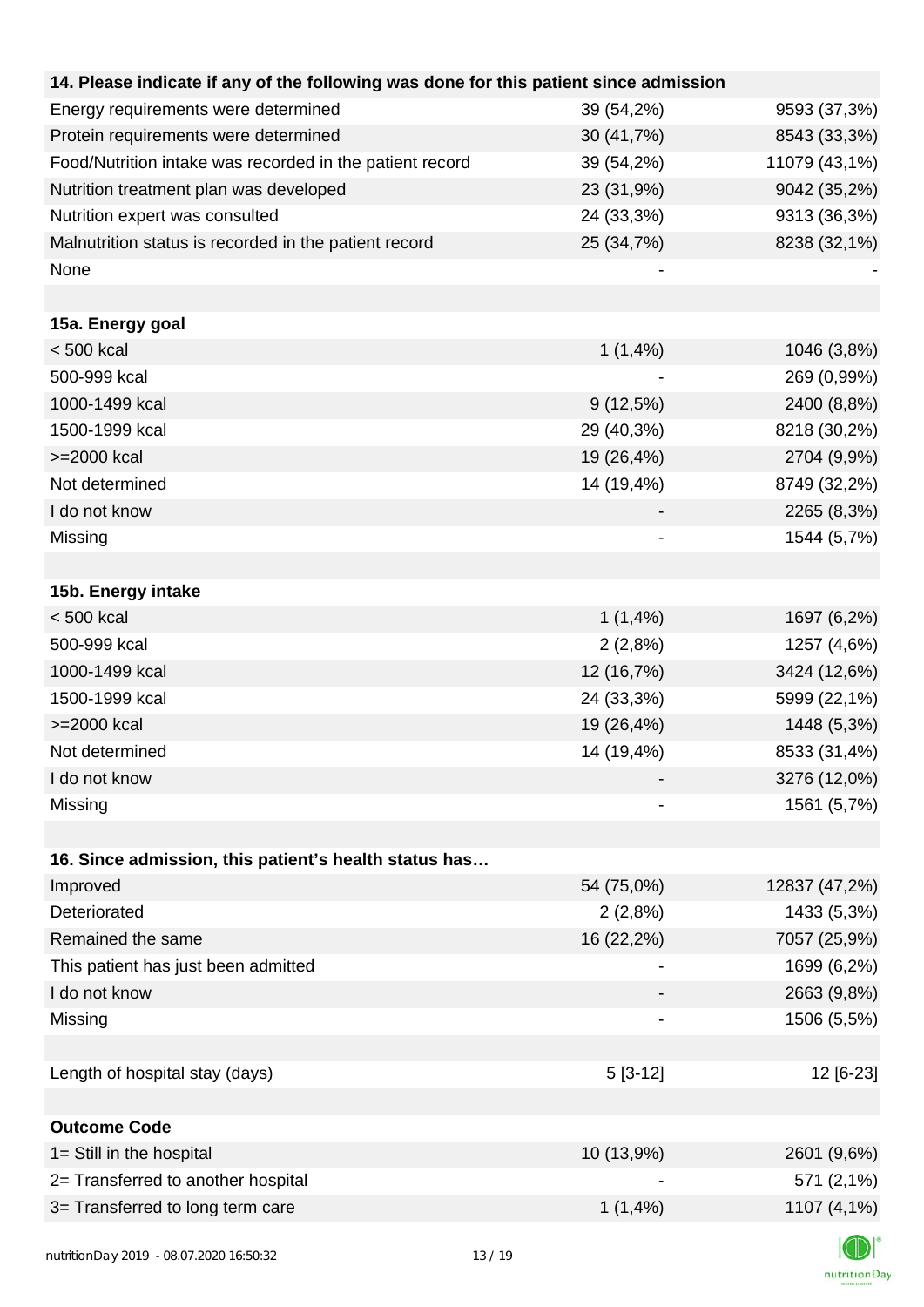| 14. Please indicate if any of the following was done for this patient since admission | | |
|---|---|---|
| Energy requirements were determined | 39 (54,2%) | 9593 (37,3%) |
| Protein requirements were determined | 30 (41,7%) | 8543 (33,3%) |
| Food/Nutrition intake was recorded in the patient record | 39 (54,2%) | 11079 (43,1%) |
| Nutrition treatment plan was developed | 23 (31,9%) | 9042 (35,2%) |
| Nutrition expert was consulted | 24 (33,3%) | 9313 (36,3%) |
| Malnutrition status is recorded in the patient record | 25 (34,7%) | 8238 (32,1%) |
| None | - | - |
| | | |
| **15a. Energy goal** | | |
| < 500 kcal | 1 (1,4%) | 1046 (3,8%) |
| 500-999 kcal | - | 269 (0,99%) |
| 1000-1499 kcal | 9 (12,5%) | 2400 (8,8%) |
| 1500-1999 kcal | 29 (40,3%) | 8218 (30,2%) |
| >=2000 kcal | 19 (26,4%) | 2704 (9,9%) |
| Not determined | 14 (19,4%) | 8749 (32,2%) |
| I do not know | - | 2265 (8,3%) |
| Missing | - | 1544 (5,7%) |
| | | |
| **15b. Energy intake** | | |
| < 500 kcal | 1 (1,4%) | 1697 (6,2%) |
| 500-999 kcal | 2 (2,8%) | 1257 (4,6%) |
| 1000-1499 kcal | 12 (16,7%) | 3424 (12,6%) |
| 1500-1999 kcal | 24 (33,3%) | 5999 (22,1%) |
| >=2000 kcal | 19 (26,4%) | 1448 (5,3%) |
| Not determined | 14 (19,4%) | 8533 (31,4%) |
| I do not know | - | 3276 (12,0%) |
| Missing | - | 1561 (5,7%) |
| | | |
| **16. Since admission, this patient's health status has…** | | |
| Improved | 54 (75,0%) | 12837 (47,2%) |
| Deteriorated | 2 (2,8%) | 1433 (5,3%) |
| Remained the same | 16 (22,2%) | 7057 (25,9%) |
| This patient has just been admitted | - | 1699 (6,2%) |
| I do not know | - | 2663 (9,8%) |
| Missing | - | 1506 (5,5%) |
| | | |
| Length of hospital stay (days) | 5 [3-12] | 12 [6-23] |
| | | |
| **Outcome Code** | | |
| 1= Still in the hospital | 10 (13,9%) | 2601 (9,6%) |
| 2= Transferred to another hospital | - | 571 (2,1%) |
| 3= Transferred to long term care | 1 (1,4%) | 1107 (4,1%) |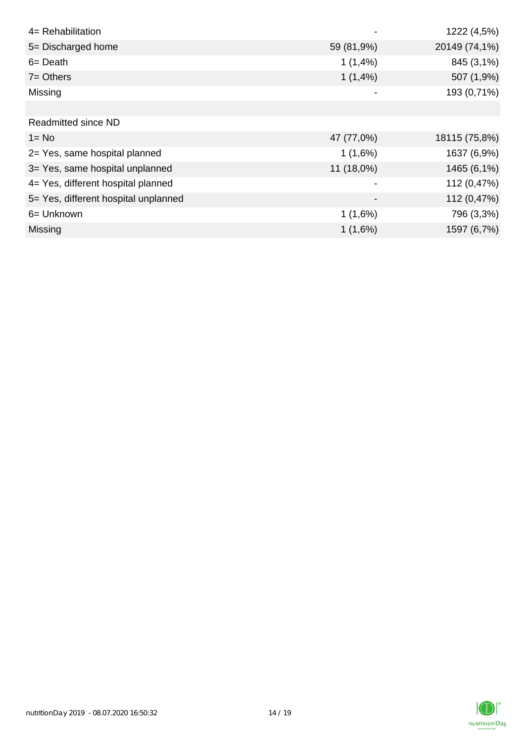| | | |
|---|---|---|
| 4= Rehabilitation | - | 1222 (4,5%) |
| 5= Discharged home | 59 (81,9%) | 20149 (74,1%) |
| 6= Death | 1 (1,4%) | 845 (3,1%) |
| 7= Others | 1 (1,4%) | 507 (1,9%) |
| Missing | - | 193 (0,71%) |
| | | |
| Readmitted since ND | | |
| 1= No | 47 (77,0%) | 18115 (75,8%) |
| 2= Yes, same hospital planned | 1 (1,6%) | 1637 (6,9%) |
| 3= Yes, same hospital unplanned | 11 (18,0%) | 1465 (6,1%) |
| 4= Yes, different hospital planned | - | 112 (0,47%) |
| 5= Yes, different hospital unplanned | - | 112 (0,47%) |
| 6= Unknown | 1 (1,6%) | 796 (3,3%) |
| Missing | 1 (1,6%) | 1597 (6,7%) |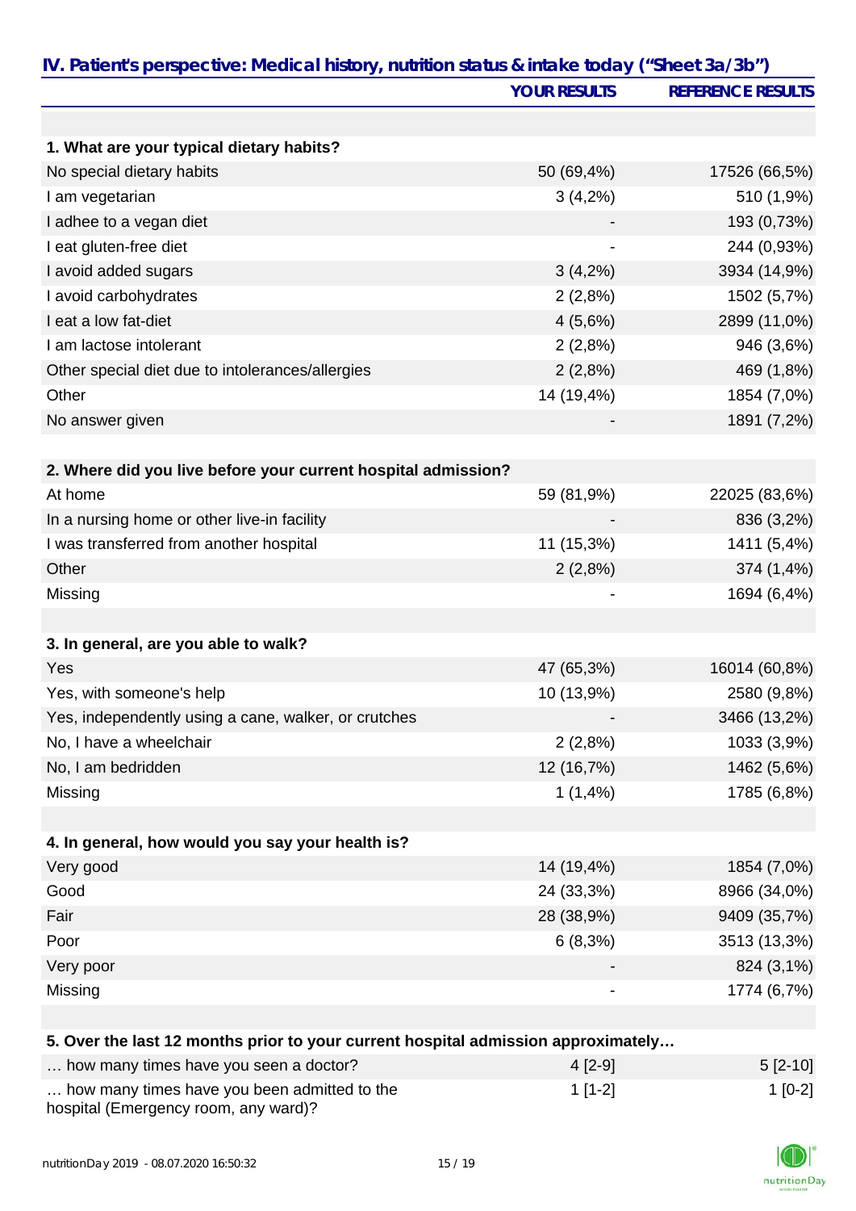## IV. Patient's perspective: Medical history, nutrition status & intake today ("Sheet 3a/3b")

| | YOUR RESULTS | REFERENCE RESULTS |
|---|---|---|
| **1. What are your typical dietary habits?** | | |
| No special dietary habits | 50 (69,4%) | 17526 (66,5%) |
| I am vegetarian | 3 (4,2%) | 510 (1,9%) |
| I adhee to a vegan diet | - | 193 (0,73%) |
| I eat gluten-free diet | - | 244 (0,93%) |
| I avoid added sugars | 3 (4,2%) | 3934 (14,9%) |
| I avoid carbohydrates | 2 (2,8%) | 1502 (5,7%) |
| I eat a low fat-diet | 4 (5,6%) | 2899 (11,0%) |
| I am lactose intolerant | 2 (2,8%) | 946 (3,6%) |
| Other special diet due to intolerances/allergies | 2 (2,8%) | 469 (1,8%) |
| Other | 14 (19,4%) | 1854 (7,0%) |
| No answer given | - | 1891 (7,2%) |
| **2. Where did you live before your current hospital admission?** | | |
| At home | 59 (81,9%) | 22025 (83,6%) |
| In a nursing home or other live-in facility | - | 836 (3,2%) |
| I was transferred from another hospital | 11 (15,3%) | 1411 (5,4%) |
| Other | 2 (2,8%) | 374 (1,4%) |
| Missing | - | 1694 (6,4%) |
| **3. In general, are you able to walk?** | | |
| Yes | 47 (65,3%) | 16014 (60,8%) |
| Yes, with someone's help | 10 (13,9%) | 2580 (9,8%) |
| Yes, independently using a cane, walker, or crutches | - | 3466 (13,2%) |
| No, I have a wheelchair | 2 (2,8%) | 1033 (3,9%) |
| No, I am bedridden | 12 (16,7%) | 1462 (5,6%) |
| Missing | 1 (1,4%) | 1785 (6,8%) |
| **4. In general, how would you say your health is?** | | |
| Very good | 14 (19,4%) | 1854 (7,0%) |
| Good | 24 (33,3%) | 8966 (34,0%) |
| Fair | 28 (38,9%) | 9409 (35,7%) |
| Poor | 6 (8,3%) | 3513 (13,3%) |
| Very poor | - | 824 (3,1%) |
| Missing | - | 1774 (6,7%) |
| **5. Over the last 12 months prior to your current hospital admission approximately…** | | |
| … how many times have you seen a doctor? | 4 [2-9] | 5 [2-10] |
| … how many times have you been admitted to the hospital (Emergency room, any ward)? | 1 [1-2] | 1 [0-2] |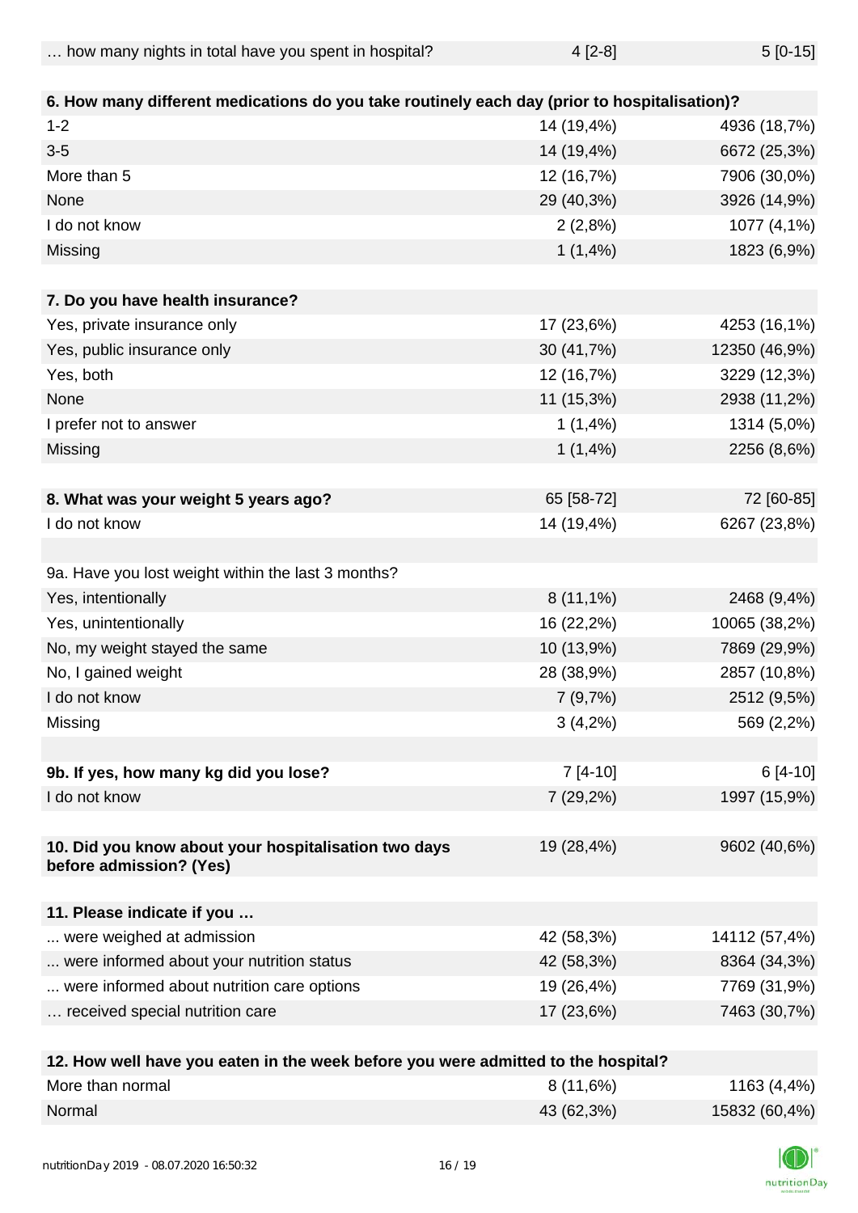| … how many nights in total have you spent in hospital? | 4 [2-8] | 5 [0-15] |
|---|---|---|
| | | |
| **6. How many different medications do you take routinely each day (prior to hospitalisation)?** | | |
| 1-2 | 14 (19,4%) | 4936 (18,7%) |
| 3-5 | 14 (19,4%) | 6672 (25,3%) |
| More than 5 | 12 (16,7%) | 7906 (30,0%) |
| None | 29 (40,3%) | 3926 (14,9%) |
| I do not know | 2 (2,8%) | 1077 (4,1%) |
| Missing | 1 (1,4%) | 1823 (6,9%) |
| | | |
| **7. Do you have health insurance?** | | |
| Yes, private insurance only | 17 (23,6%) | 4253 (16,1%) |
| Yes, public insurance only | 30 (41,7%) | 12350 (46,9%) |
| Yes, both | 12 (16,7%) | 3229 (12,3%) |
| None | 11 (15,3%) | 2938 (11,2%) |
| I prefer not to answer | 1 (1,4%) | 1314 (5,0%) |
| Missing | 1 (1,4%) | 2256 (8,6%) |
| | | |
| **8. What was your weight 5 years ago?** | 65 [58-72] | 72 [60-85] |
| I do not know | 14 (19,4%) | 6267 (23,8%) |
| | | |
| 9a. Have you lost weight within the last 3 months? | | |
| Yes, intentionally | 8 (11,1%) | 2468 (9,4%) |
| Yes, unintentionally | 16 (22,2%) | 10065 (38,2%) |
| No, my weight stayed the same | 10 (13,9%) | 7869 (29,9%) |
| No, I gained weight | 28 (38,9%) | 2857 (10,8%) |
| I do not know | 7 (9,7%) | 2512 (9,5%) |
| Missing | 3 (4,2%) | 569 (2,2%) |
| | | |
| **9b. If yes, how many kg did you lose?** | 7 [4-10] | 6 [4-10] |
| I do not know | 7 (29,2%) | 1997 (15,9%) |
| | | |
| **10. Did you know about your hospitalisation two days before admission? (Yes)** | 19 (28,4%) | 9602 (40,6%) |
| | | |
| **11. Please indicate if you …** | | |
| ... were weighed at admission | 42 (58,3%) | 14112 (57,4%) |
| ... were informed about your nutrition status | 42 (58,3%) | 8364 (34,3%) |
| ... were informed about nutrition care options | 19 (26,4%) | 7769 (31,9%) |
| … received special nutrition care | 17 (23,6%) | 7463 (30,7%) |
| | | |
| **12. How well have you eaten in the week before you were admitted to the hospital?** | | |
| More than normal | 8 (11,6%) | 1163 (4,4%) |
| Normal | 43 (62,3%) | 15832 (60,4%) |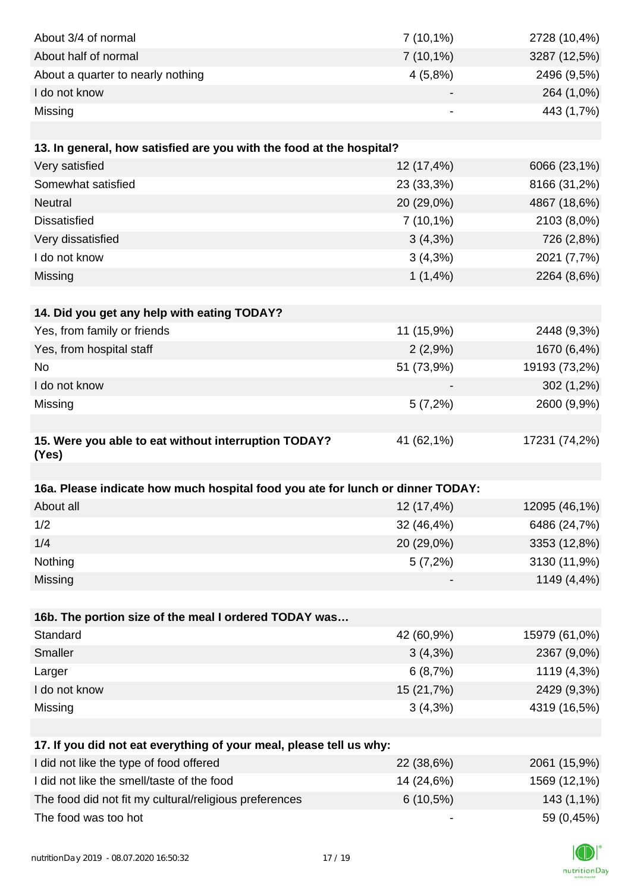| | | |
|---|---|---|
| About 3/4 of normal | 7 (10,1%) | 2728 (10,4%) |
| About half of normal | 7 (10,1%) | 3287 (12,5%) |
| About a quarter to nearly nothing | 4 (5,8%) | 2496 (9,5%) |
| I do not know | - | 264 (1,0%) |
| Missing | - | 443 (1,7%) |

| **13. In general, how satisfied are you with the food at the hospital?** | | |
|---|---|---|
| Very satisfied | 12 (17,4%) | 6066 (23,1%) |
| Somewhat satisfied | 23 (33,3%) | 8166 (31,2%) |
| Neutral | 20 (29,0%) | 4867 (18,6%) |
| Dissatisfied | 7 (10,1%) | 2103 (8,0%) |
| Very dissatisfied | 3 (4,3%) | 726 (2,8%) |
| I do not know | 3 (4,3%) | 2021 (7,7%) |
| Missing | 1 (1,4%) | 2264 (8,6%) |

| **14. Did you get any help with eating TODAY?** | | |
|---|---|---|
| Yes, from family or friends | 11 (15,9%) | 2448 (9,3%) |
| Yes, from hospital staff | 2 (2,9%) | 1670 (6,4%) |
| No | 51 (73,9%) | 19193 (73,2%) |
| I do not know | - | 302 (1,2%) |
| Missing | 5 (7,2%) | 2600 (9,9%) |

| **15. Were you able to eat without interruption TODAY? (Yes)** | 41 (62,1%) | 17231 (74,2%) |
|---|---|---|

| **16a. Please indicate how much hospital food you ate for lunch or dinner TODAY:** | | |
|---|---|---|
| About all | 12 (17,4%) | 12095 (46,1%) |
| 1/2 | 32 (46,4%) | 6486 (24,7%) |
| 1/4 | 20 (29,0%) | 3353 (12,8%) |
| Nothing | 5 (7,2%) | 3130 (11,9%) |
| Missing | - | 1149 (4,4%) |

| **16b. The portion size of the meal I ordered TODAY was…** | | |
|---|---|---|
| Standard | 42 (60,9%) | 15979 (61,0%) |
| Smaller | 3 (4,3%) | 2367 (9,0%) |
| Larger | 6 (8,7%) | 1119 (4,3%) |
| I do not know | 15 (21,7%) | 2429 (9,3%) |
| Missing | 3 (4,3%) | 4319 (16,5%) |

| **17. If you did not eat everything of your meal, please tell us why:** | | |
|---|---|---|
| I did not like the type of food offered | 22 (38,6%) | 2061 (15,9%) |
| I did not like the smell/taste of the food | 14 (24,6%) | 1569 (12,1%) |
| The food did not fit my cultural/religious preferences | 6 (10,5%) | 143 (1,1%) |
| The food was too hot | - | 59 (0,45%) |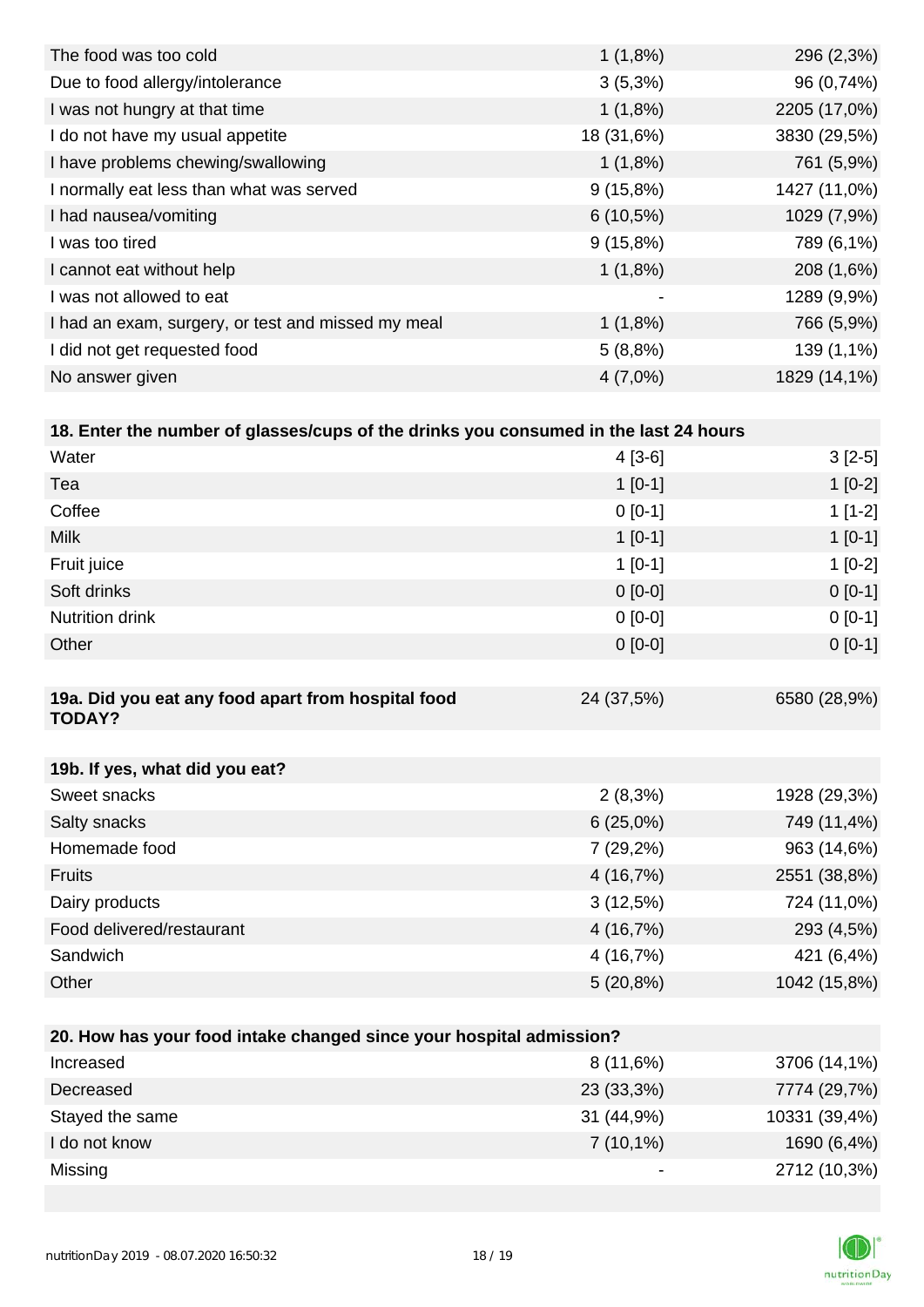| | | |
|---|---|---|
| The food was too cold | 1 (1,8%) | 296 (2,3%) |
| Due to food allergy/intolerance | 3 (5,3%) | 96 (0,74%) |
| I was not hungry at that time | 1 (1,8%) | 2205 (17,0%) |
| I do not have my usual appetite | 18 (31,6%) | 3830 (29,5%) |
| I have problems chewing/swallowing | 1 (1,8%) | 761 (5,9%) |
| I normally eat less than what was served | 9 (15,8%) | 1427 (11,0%) |
| I had nausea/vomiting | 6 (10,5%) | 1029 (7,9%) |
| I was too tired | 9 (15,8%) | 789 (6,1%) |
| I cannot eat without help | 1 (1,8%) | 208 (1,6%) |
| I was not allowed to eat | - | 1289 (9,9%) |
| I had an exam, surgery, or test and missed my meal | 1 (1,8%) | 766 (5,9%) |
| I did not get requested food | 5 (8,8%) | 139 (1,1%) |
| No answer given | 4 (7,0%) | 1829 (14,1%) |

| **18. Enter the number of glasses/cups of the drinks you consumed in the last 24 hours** | | |
|---|---|---|
| Water | 4 [3-6] | 3 [2-5] |
| Tea | 1 [0-1] | 1 [0-2] |
| Coffee | 0 [0-1] | 1 [1-2] |
| Milk | 1 [0-1] | 1 [0-1] |
| Fruit juice | 1 [0-1] | 1 [0-2] |
| Soft drinks | 0 [0-0] | 0 [0-1] |
| Nutrition drink | 0 [0-0] | 0 [0-1] |
| Other | 0 [0-0] | 0 [0-1] |

| **19a. Did you eat any food apart from hospital food TODAY?** | 24 (37,5%) | 6580 (28,9%) |
|---|---|---|

| **19b. If yes, what did you eat?** | | |
|---|---|---|
| Sweet snacks | 2 (8,3%) | 1928 (29,3%) |
| Salty snacks | 6 (25,0%) | 749 (11,4%) |
| Homemade food | 7 (29,2%) | 963 (14,6%) |
| Fruits | 4 (16,7%) | 2551 (38,8%) |
| Dairy products | 3 (12,5%) | 724 (11,0%) |
| Food delivered/restaurant | 4 (16,7%) | 293 (4,5%) |
| Sandwich | 4 (16,7%) | 421 (6,4%) |
| Other | 5 (20,8%) | 1042 (15,8%) |

| **20. How has your food intake changed since your hospital admission?** | | |
|---|---|---|
| Increased | 8 (11,6%) | 3706 (14,1%) |
| Decreased | 23 (33,3%) | 7774 (29,7%) |
| Stayed the same | 31 (44,9%) | 10331 (39,4%) |
| I do not know | 7 (10,1%) | 1690 (6,4%) |
| Missing | - | 2712 (10,3%) |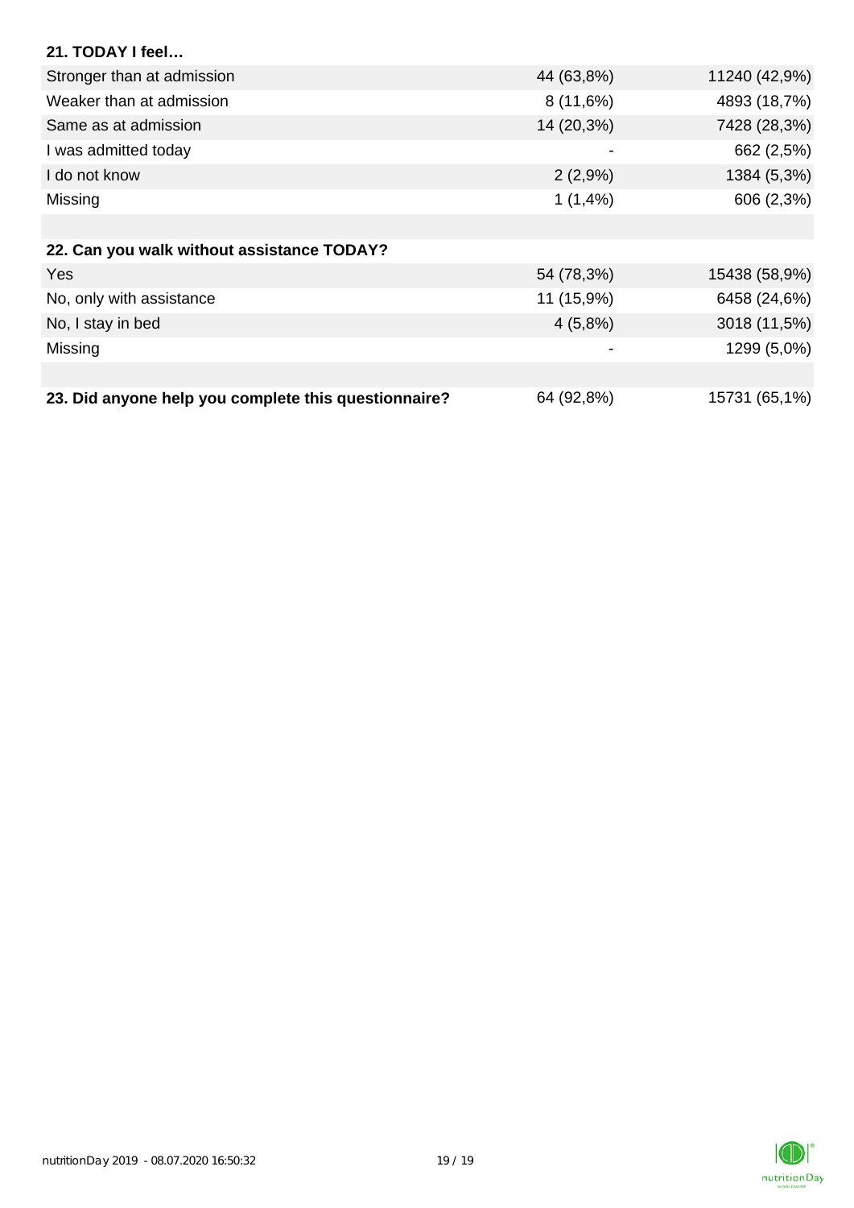| | | |
|---|---|---|
| **21. TODAY I feel…** | | |
| Stronger than at admission | 44 (63,8%) | 11240 (42,9%) |
| Weaker than at admission | 8 (11,6%) | 4893 (18,7%) |
| Same as at admission | 14 (20,3%) | 7428 (28,3%) |
| I was admitted today | - | 662 (2,5%) |
| I do not know | 2 (2,9%) | 1384 (5,3%) |
| Missing | 1 (1,4%) | 606 (2,3%) |
| | | |
| **22. Can you walk without assistance TODAY?** | | |
| Yes | 54 (78,3%) | 15438 (58,9%) |
| No, only with assistance | 11 (15,9%) | 6458 (24,6%) |
| No, I stay in bed | 4 (5,8%) | 3018 (11,5%) |
| Missing | - | 1299 (5,0%) |
| | | |
| **23. Did anyone help you complete this questionnaire?** | 64 (92,8%) | 15731 (65,1%) |